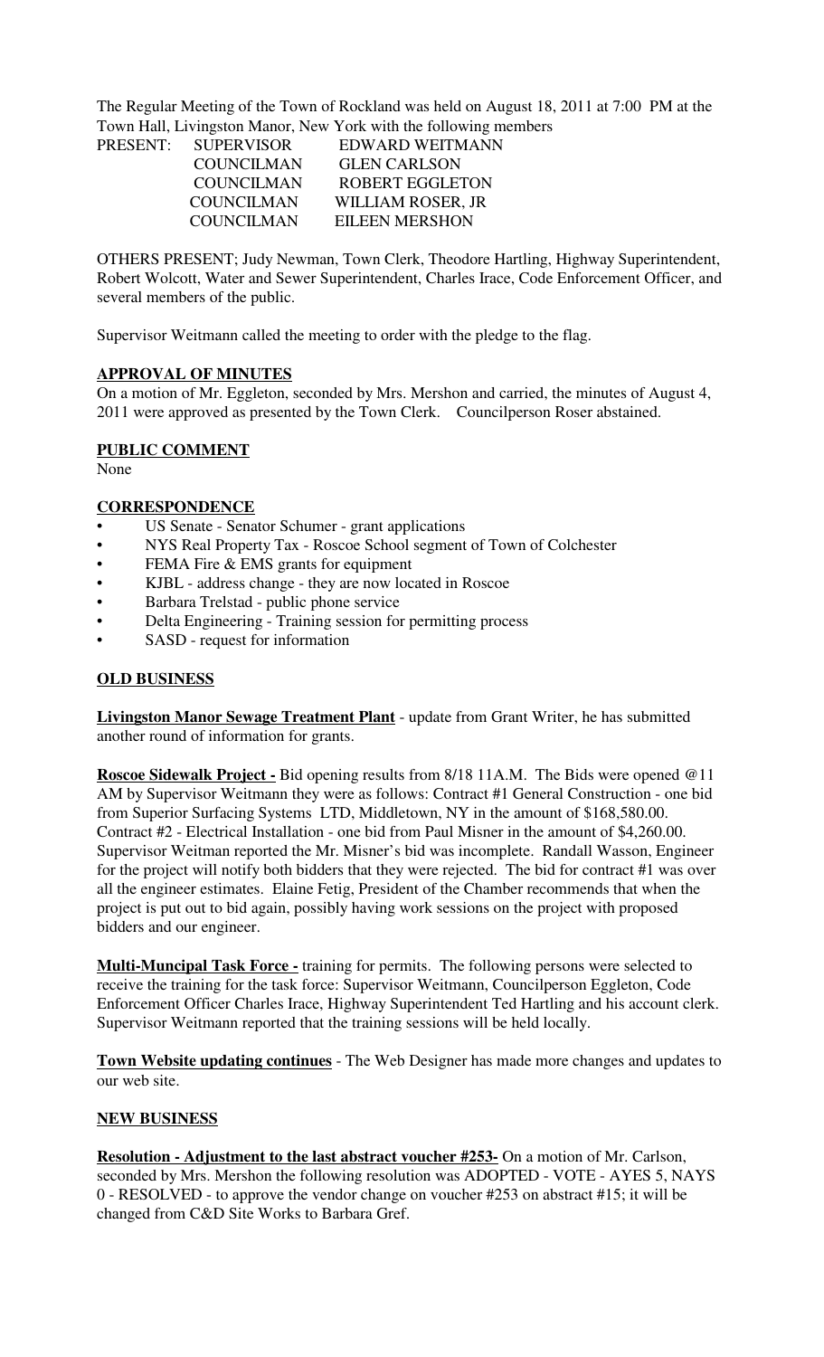The Regular Meeting of the Town of Rockland was held on August 18, 2011 at 7:00 PM at the Town Hall, Livingston Manor, New York with the following members

| PRESENT: | SUPERVISOR | EDWARD WEITMANN |
|---|---|---|
| | COUNCILMAN | GLEN CARLSON |
| | COUNCILMAN | ROBERT EGGLETON |
| | COUNCILMAN | WILLIAM ROSER, JR |
| | COUNCILMAN | EILEEN MERSHON |

OTHERS PRESENT; Judy Newman, Town Clerk, Theodore Hartling, Highway Superintendent, Robert Wolcott, Water and Sewer Superintendent, Charles Irace, Code Enforcement Officer, and several members of the public.

Supervisor Weitmann called the meeting to order with the pledge to the flag.

**APPROVAL OF MINUTES**

On a motion of Mr. Eggleton, seconded by Mrs. Mershon and carried, the minutes of August 4, 2011 were approved as presented by the Town Clerk. Councilperson Roser abstained.

**PUBLIC COMMENT**

None

**CORRESPONDENCE**

- US Senate - Senator Schumer - grant applications
- NYS Real Property Tax - Roscoe School segment of Town of Colchester
- FEMA Fire & EMS grants for equipment
- KJBL - address change - they are now located in Roscoe
- Barbara Trelstad - public phone service
- Delta Engineering - Training session for permitting process
- SASD - request for information

**OLD BUSINESS**

**Livingston Manor Sewage Treatment Plant** - update from Grant Writer, he has submitted another round of information for grants.

**Roscoe Sidewalk Project -** Bid opening results from 8/18 11A.M. The Bids were opened @11 AM by Supervisor Weitmann they were as follows: Contract #1 General Construction - one bid from Superior Surfacing Systems LTD, Middletown, NY in the amount of $168,580.00. Contract #2 - Electrical Installation - one bid from Paul Misner in the amount of $4,260.00. Supervisor Weitman reported the Mr. Misner's bid was incomplete. Randall Wasson, Engineer for the project will notify both bidders that they were rejected. The bid for contract #1 was over all the engineer estimates. Elaine Fetig, President of the Chamber recommends that when the project is put out to bid again, possibly having work sessions on the project with proposed bidders and our engineer.

**Multi-Muncipal Task Force -** training for permits. The following persons were selected to receive the training for the task force: Supervisor Weitmann, Councilperson Eggleton, Code Enforcement Officer Charles Irace, Highway Superintendent Ted Hartling and his account clerk. Supervisor Weitmann reported that the training sessions will be held locally.

**Town Website updating continues** - The Web Designer has made more changes and updates to our web site.

**NEW BUSINESS**

**Resolution - Adjustment to the last abstract voucher #253-** On a motion of Mr. Carlson, seconded by Mrs. Mershon the following resolution was ADOPTED - VOTE - AYES 5, NAYS 0 - RESOLVED - to approve the vendor change on voucher #253 on abstract #15; it will be changed from C&D Site Works to Barbara Gref.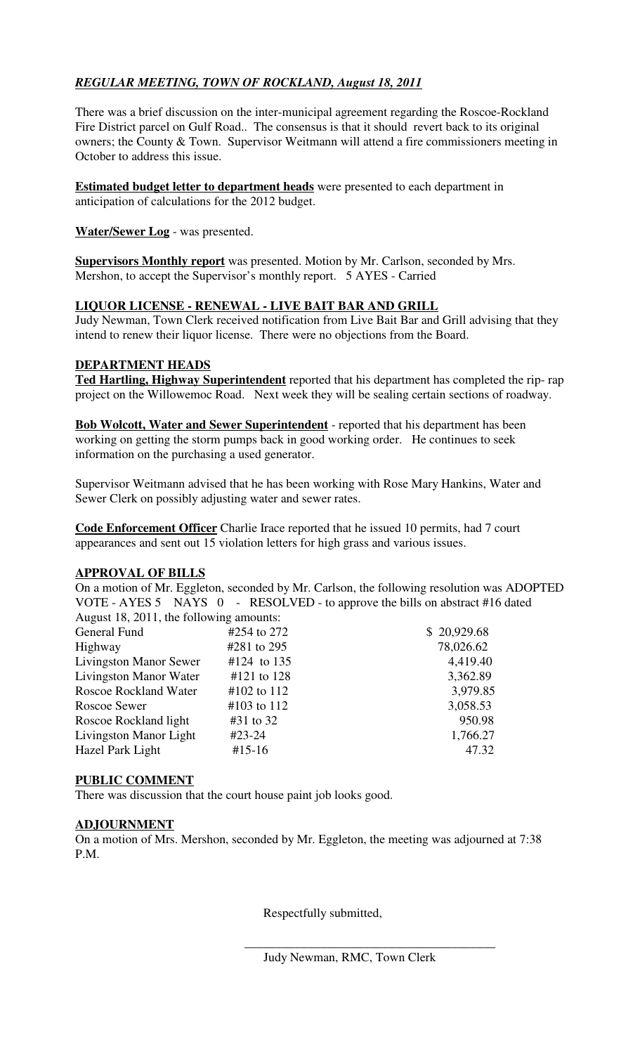## ***REGULAR MEETING, TOWN OF ROCKLAND, August 18, 2011***

There was a brief discussion on the inter-municipal agreement regarding the Roscoe-Rockland Fire District parcel on Gulf Road.. The consensus is that it should revert back to its original owners; the County & Town. Supervisor Weitmann will attend a fire commissioners meeting in October to address this issue.

**Estimated budget letter to department heads** were presented to each department in anticipation of calculations for the 2012 budget.

**Water/Sewer Log** - was presented.

**Supervisors Monthly report** was presented. Motion by Mr. Carlson, seconded by Mrs. Mershon, to accept the Supervisor's monthly report. 5 AYES - Carried

### LIQUOR LICENSE - RENEWAL - LIVE BAIT BAR AND GRILL

Judy Newman, Town Clerk received notification from Live Bait Bar and Grill advising that they intend to renew their liquor license. There were no objections from the Board.

### DEPARTMENT HEADS

**Ted Hartling, Highway Superintendent** reported that his department has completed the rip- rap project on the Willowemoc Road. Next week they will be sealing certain sections of roadway.

**Bob Wolcott, Water and Sewer Superintendent** - reported that his department has been working on getting the storm pumps back in good working order. He continues to seek information on the purchasing a used generator.

Supervisor Weitmann advised that he has been working with Rose Mary Hankins, Water and Sewer Clerk on possibly adjusting water and sewer rates.

**Code Enforcement Officer** Charlie Irace reported that he issued 10 permits, had 7 court appearances and sent out 15 violation letters for high grass and various issues.

### APPROVAL OF BILLS

On a motion of Mr. Eggleton, seconded by Mr. Carlson, the following resolution was ADOPTED VOTE - AYES 5 NAYS 0 - RESOLVED - to approve the bills on abstract #16 dated August 18, 2011, the following amounts:

| | | |
|---|---|---|
| General Fund | #254 to 272 | $ 20,929.68 |
| Highway | #281 to 295 | 78,026.62 |
| Livingston Manor Sewer | #124 to 135 | 4,419.40 |
| Livingston Manor Water | #121 to 128 | 3,362.89 |
| Roscoe Rockland Water | #102 to 112 | 3,979.85 |
| Roscoe Sewer | #103 to 112 | 3,058.53 |
| Roscoe Rockland light | #31 to 32 | 950.98 |
| Livingston Manor Light | #23-24 | 1,766.27 |
| Hazel Park Light | #15-16 | 47.32 |

### PUBLIC COMMENT

There was discussion that the court house paint job looks good.

### ADJOURNMENT

On a motion of Mrs. Mershon, seconded by Mr. Eggleton, the meeting was adjourned at 7:38 P.M.

Respectfully submitted,

\_\_\_\_\_\_\_\_\_\_\_\_\_\_\_\_\_\_\_\_\_\_\_\_\_\_\_\_\_\_\_\_\_\_\_\_\_\_\_\_

Judy Newman, RMC, Town Clerk